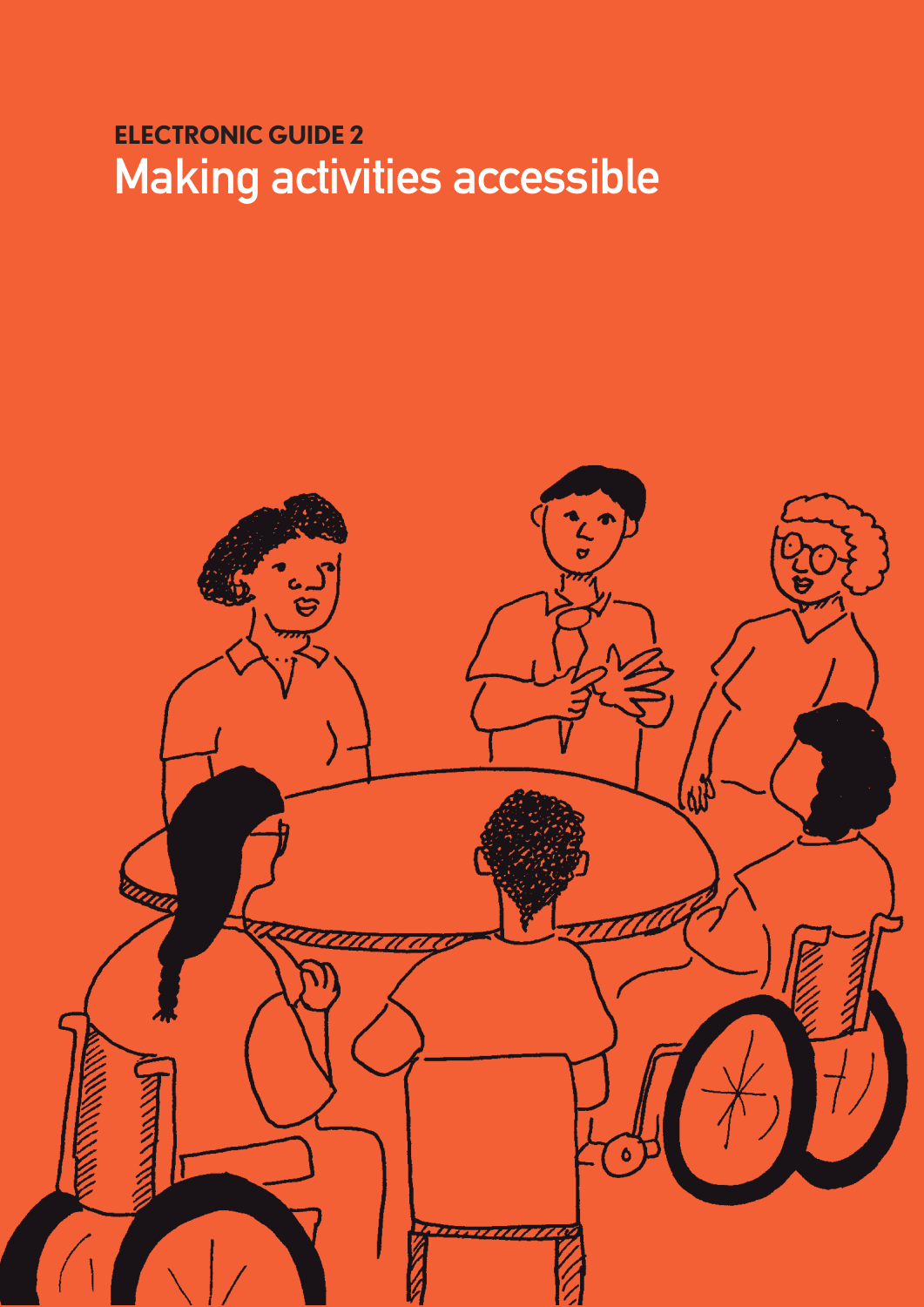**ELECTRONIC GUIDE 2**

# Making activities accessible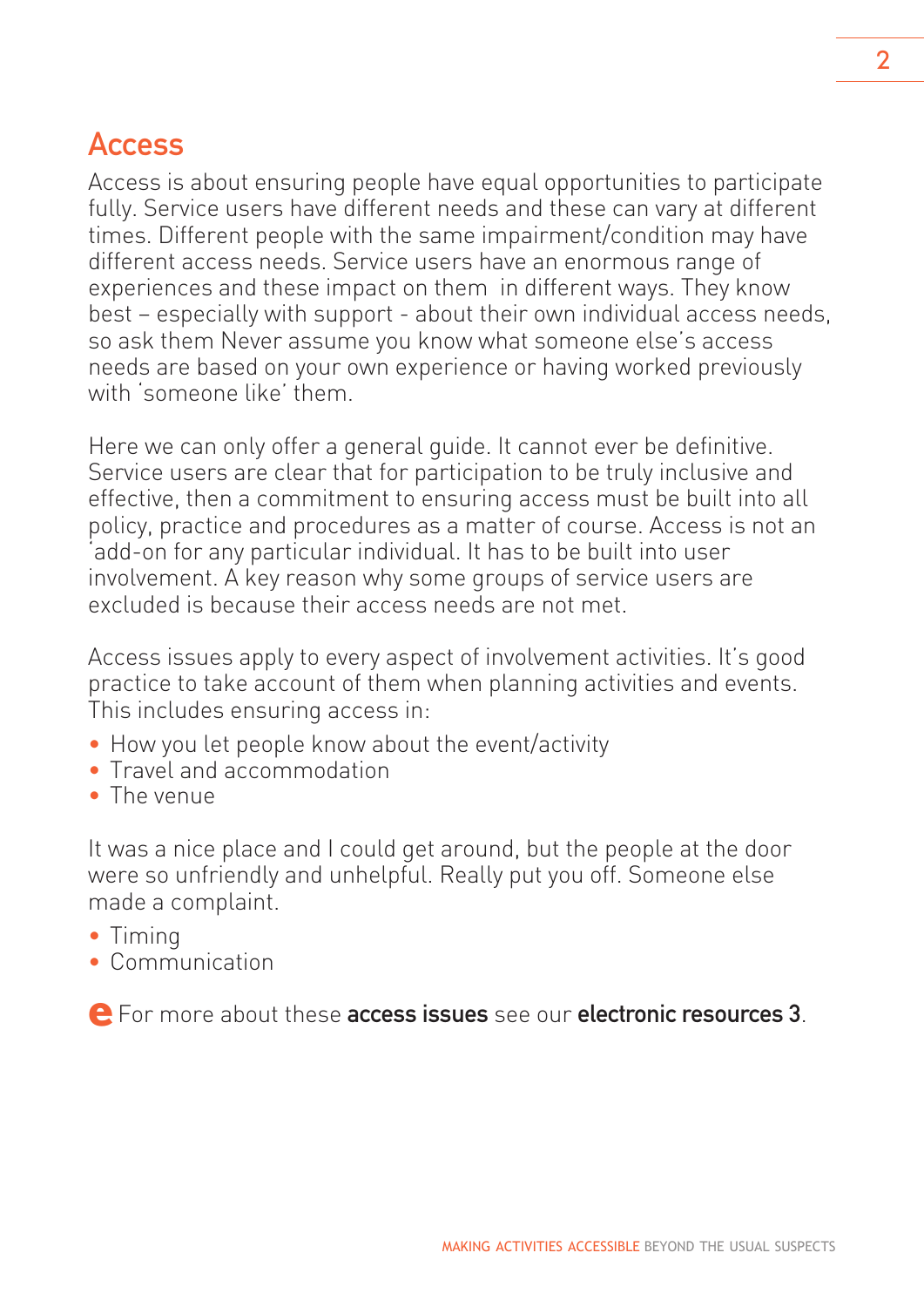## Access

Access is about ensuring people have equal opportunities to participate fully. Service users have different needs and these can vary at different times. Different people with the same impairment/condition may have different access needs. Service users have an enormous range of experiences and these impact on them in different ways. They know best – especially with support - about their own individual access needs, so ask them Never assume you know what someone else's access needs are based on your own experience or having worked previously with 'someone like' them.

Here we can only offer a general guide. It cannot ever be definitive. Service users are clear that for participation to be truly inclusive and effective, then a commitment to ensuring access must be built into all policy, practice and procedures as a matter of course. Access is not an 'add-on for any particular individual. It has to be built into user involvement. A key reason why some groups of service users are excluded is because their access needs are not met.

Access issues apply to every aspect of involvement activities. It's good practice to take account of them when planning activities and events. This includes ensuring access in:

- How you let people know about the event/activity
- Travel and accommodation
- The venue

It was a nice place and I could get around, but the people at the door were so unfriendly and unhelpful. Really put you off. Someone else made a complaint.

- Timing
- Communication

For more about these **access issues** see our **electronic resources 3**.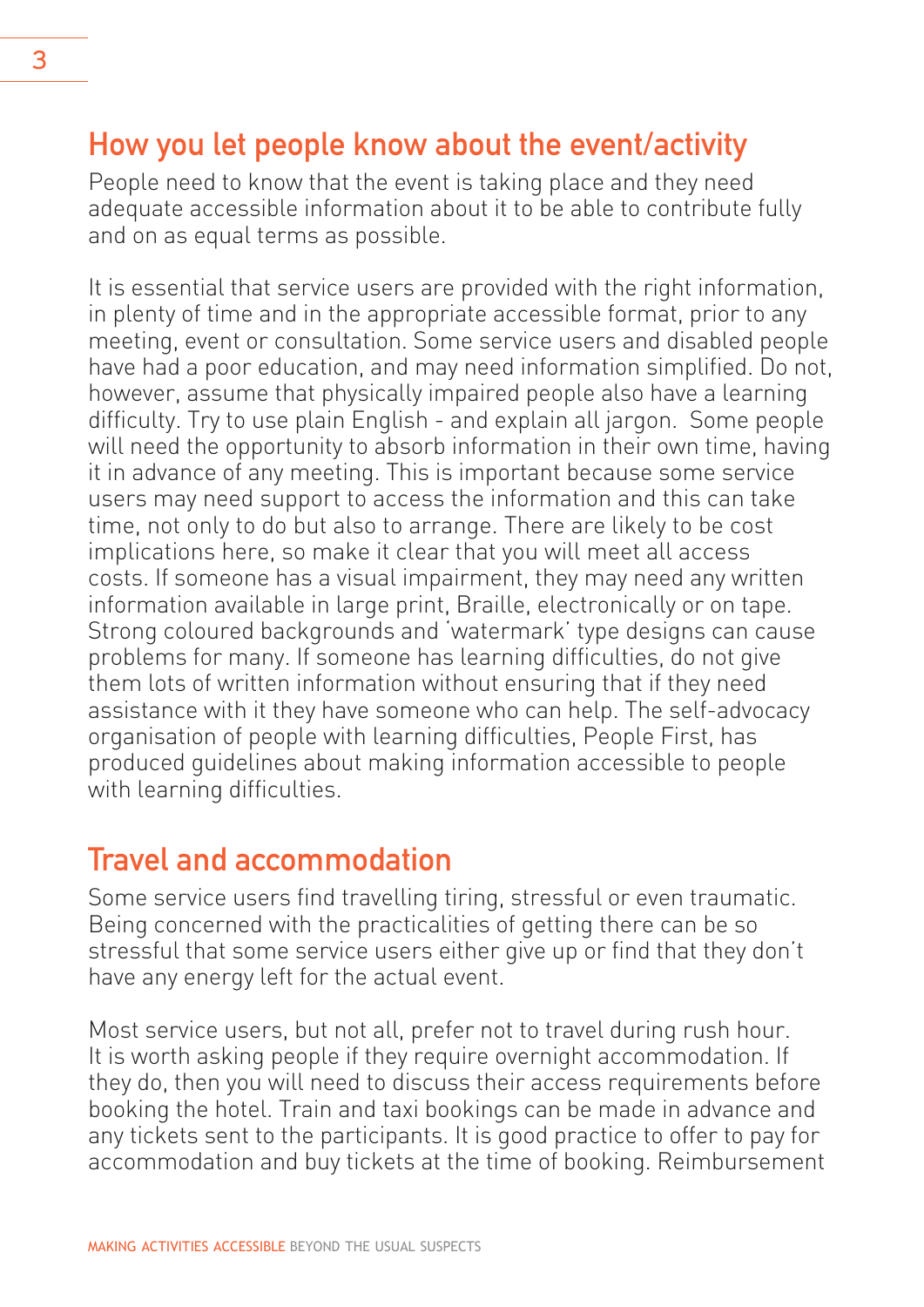## How you let people know about the event/activity

People need to know that the event is taking place and they need adequate accessible information about it to be able to contribute fully and on as equal terms as possible.

It is essential that service users are provided with the right information, in plenty of time and in the appropriate accessible format, prior to any meeting, event or consultation. Some service users and disabled people have had a poor education, and may need information simplified. Do not, however, assume that physically impaired people also have a learning difficulty. Try to use plain English - and explain all jargon. Some people will need the opportunity to absorb information in their own time, having it in advance of any meeting. This is important because some service users may need support to access the information and this can take time, not only to do but also to arrange. There are likely to be cost implications here, so make it clear that you will meet all access costs. If someone has a visual impairment, they may need any written information available in large print, Braille, electronically or on tape. Strong coloured backgrounds and 'watermark' type designs can cause problems for many. If someone has learning difficulties, do not give them lots of written information without ensuring that if they need assistance with it they have someone who can help. The self-advocacy organisation of people with learning difficulties, People First, has produced guidelines about making information accessible to people with learning difficulties.

## Travel and accommodation

Some service users find travelling tiring, stressful or even traumatic. Being concerned with the practicalities of getting there can be so stressful that some service users either give up or find that they don't have any energy left for the actual event.

Most service users, but not all, prefer not to travel during rush hour. It is worth asking people if they require overnight accommodation. If they do, then you will need to discuss their access requirements before booking the hotel. Train and taxi bookings can be made in advance and any tickets sent to the participants. It is good practice to offer to pay for accommodation and buy tickets at the time of booking. Reimbursement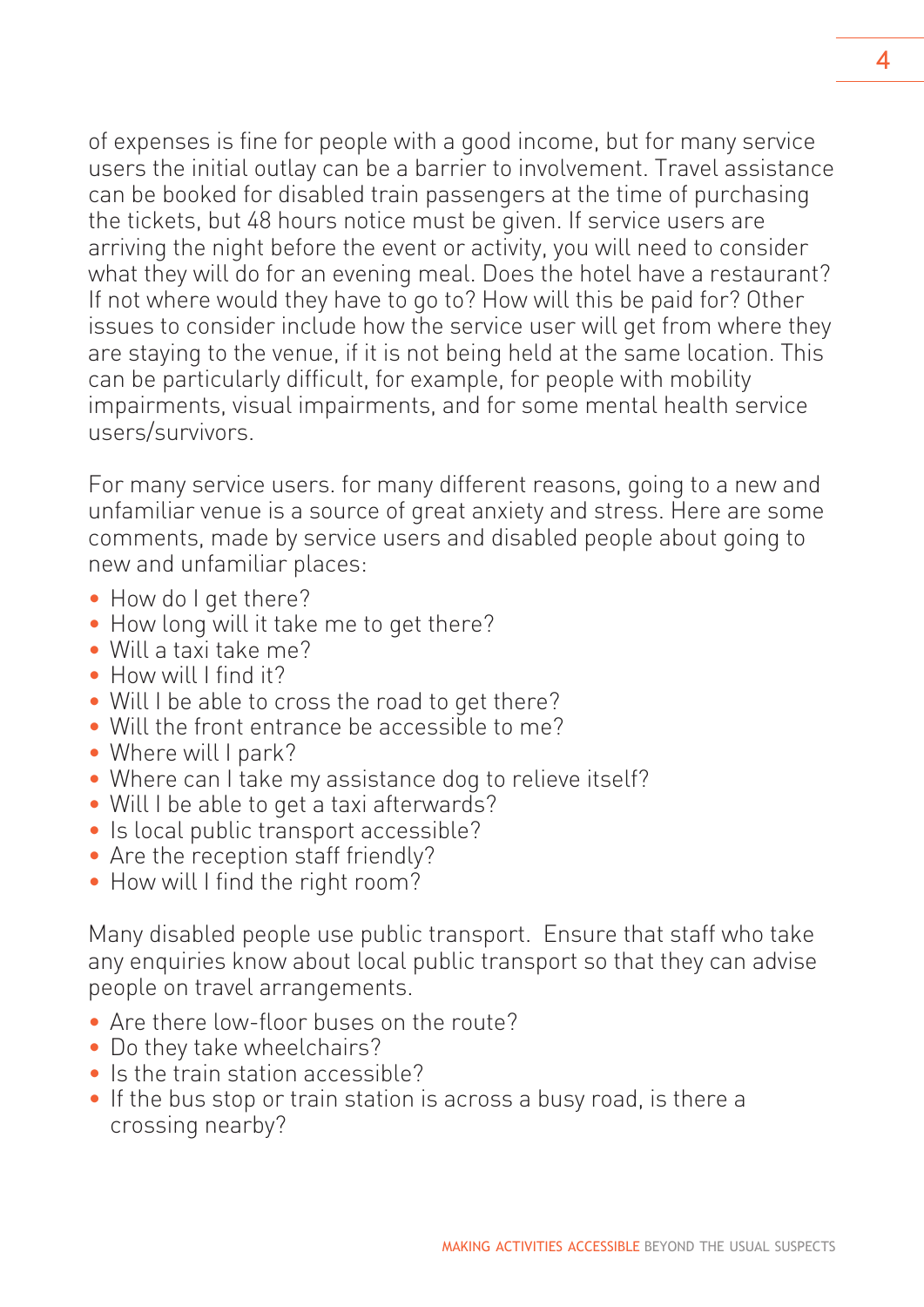of expenses is fine for people with a good income, but for many service users the initial outlay can be a barrier to involvement. Travel assistance can be booked for disabled train passengers at the time of purchasing the tickets, but 48 hours notice must be given. If service users are arriving the night before the event or activity, you will need to consider what they will do for an evening meal. Does the hotel have a restaurant? If not where would they have to go to? How will this be paid for? Other issues to consider include how the service user will get from where they are staying to the venue, if it is not being held at the same location. This can be particularly difficult, for example, for people with mobility impairments, visual impairments, and for some mental health service users/survivors.

For many service users. for many different reasons, going to a new and unfamiliar venue is a source of great anxiety and stress. Here are some comments, made by service users and disabled people about going to new and unfamiliar places:

- How do I get there?
- How long will it take me to get there?
- Will a taxi take me?
- How will I find it?
- Will I be able to cross the road to get there?
- Will the front entrance be accessible to me?
- Where will I park?
- Where can I take my assistance dog to relieve itself?
- Will I be able to get a taxi afterwards?
- Is local public transport accessible?
- Are the reception staff friendly?
- How will I find the right room?

Many disabled people use public transport. Ensure that staff who take any enquiries know about local public transport so that they can advise people on travel arrangements.

- Are there low-floor buses on the route?
- Do they take wheelchairs?
- Is the train station accessible?
- If the bus stop or train station is across a busy road, is there a crossing nearby?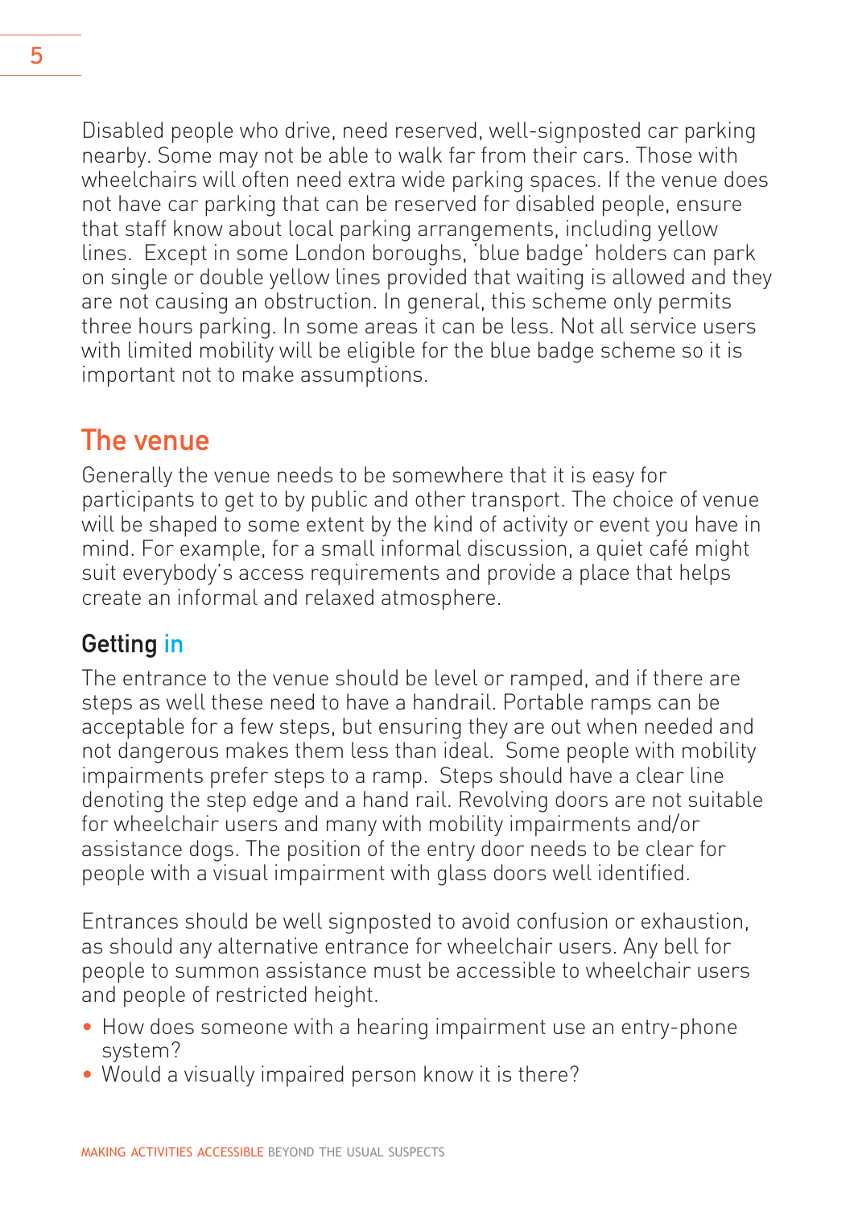Disabled people who drive, need reserved, well-signposted car parking nearby. Some may not be able to walk far from their cars. Those with wheelchairs will often need extra wide parking spaces. If the venue does not have car parking that can be reserved for disabled people, ensure that staff know about local parking arrangements, including yellow lines. Except in some London boroughs, 'blue badge' holders can park on single or double yellow lines provided that waiting is allowed and they are not causing an obstruction. In general, this scheme only permits three hours parking. In some areas it can be less. Not all service users with limited mobility will be eligible for the blue badge scheme so it is important not to make assumptions.

## The venue

Generally the venue needs to be somewhere that it is easy for participants to get to by public and other transport. The choice of venue will be shaped to some extent by the kind of activity or event you have in mind. For example, for a small informal discussion, a quiet café might suit everybody's access requirements and provide a place that helps create an informal and relaxed atmosphere.

### Getting in

The entrance to the venue should be level or ramped, and if there are steps as well these need to have a handrail. Portable ramps can be acceptable for a few steps, but ensuring they are out when needed and not dangerous makes them less than ideal. Some people with mobility impairments prefer steps to a ramp. Steps should have a clear line denoting the step edge and a hand rail. Revolving doors are not suitable for wheelchair users and many with mobility impairments and/or assistance dogs. The position of the entry door needs to be clear for people with a visual impairment with glass doors well identified.

Entrances should be well signposted to avoid confusion or exhaustion, as should any alternative entrance for wheelchair users. Any bell for people to summon assistance must be accessible to wheelchair users and people of restricted height.

- How does someone with a hearing impairment use an entry-phone system?
- Would a visually impaired person know it is there?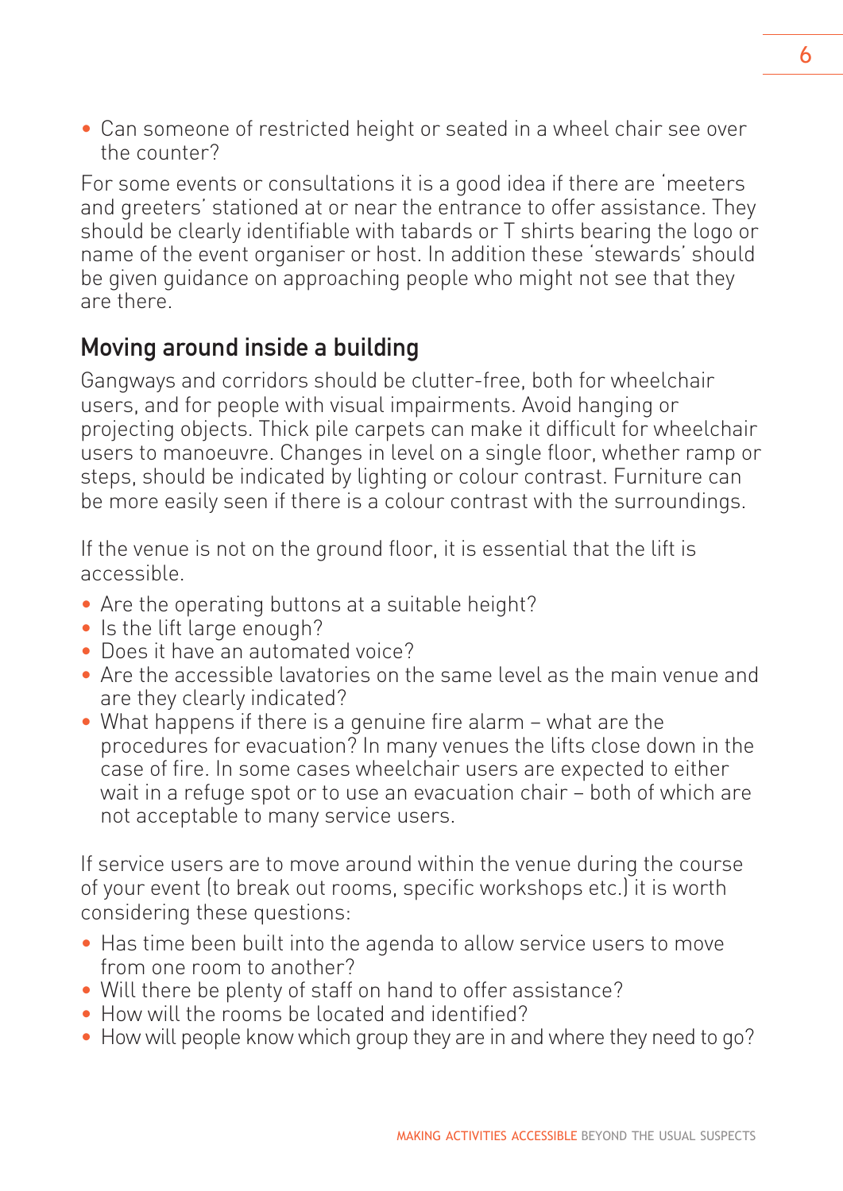- Can someone of restricted height or seated in a wheel chair see over the counter?

For some events or consultations it is a good idea if there are 'meeters and greeters' stationed at or near the entrance to offer assistance. They should be clearly identifiable with tabards or T shirts bearing the logo or name of the event organiser or host. In addition these 'stewards' should be given guidance on approaching people who might not see that they are there.

## Moving around inside a building

Gangways and corridors should be clutter-free, both for wheelchair users, and for people with visual impairments. Avoid hanging or projecting objects. Thick pile carpets can make it difficult for wheelchair users to manoeuvre. Changes in level on a single floor, whether ramp or steps, should be indicated by lighting or colour contrast. Furniture can be more easily seen if there is a colour contrast with the surroundings.

If the venue is not on the ground floor, it is essential that the lift is accessible.

- Are the operating buttons at a suitable height?
- Is the lift large enough?
- Does it have an automated voice?
- Are the accessible lavatories on the same level as the main venue and are they clearly indicated?
- What happens if there is a genuine fire alarm – what are the procedures for evacuation? In many venues the lifts close down in the case of fire. In some cases wheelchair users are expected to either wait in a refuge spot or to use an evacuation chair – both of which are not acceptable to many service users.

If service users are to move around within the venue during the course of your event (to break out rooms, specific workshops etc.) it is worth considering these questions:

- Has time been built into the agenda to allow service users to move from one room to another?
- Will there be plenty of staff on hand to offer assistance?
- How will the rooms be located and identified?
- How will people know which group they are in and where they need to go?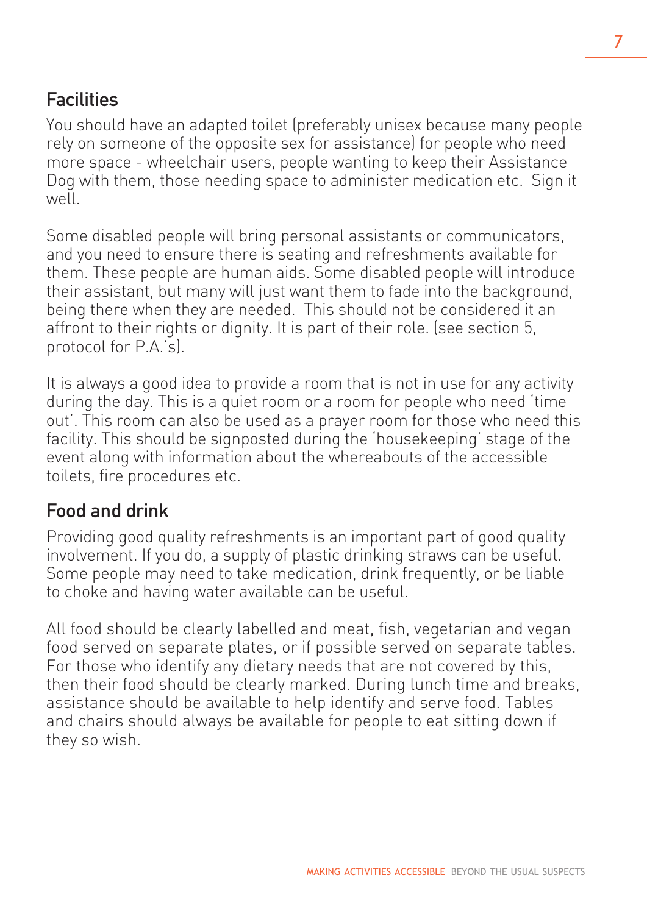## Facilities

You should have an adapted toilet (preferably unisex because many people rely on someone of the opposite sex for assistance) for people who need more space - wheelchair users, people wanting to keep their Assistance Dog with them, those needing space to administer medication etc. Sign it well.

Some disabled people will bring personal assistants or communicators, and you need to ensure there is seating and refreshments available for them. These people are human aids. Some disabled people will introduce their assistant, but many will just want them to fade into the background, being there when they are needed. This should not be considered it an affront to their rights or dignity. It is part of their role. (see section 5, protocol for P.A.'s).

It is always a good idea to provide a room that is not in use for any activity during the day. This is a quiet room or a room for people who need 'time out'. This room can also be used as a prayer room for those who need this facility. This should be signposted during the 'housekeeping' stage of the event along with information about the whereabouts of the accessible toilets, fire procedures etc.

## Food and drink

Providing good quality refreshments is an important part of good quality involvement. If you do, a supply of plastic drinking straws can be useful. Some people may need to take medication, drink frequently, or be liable to choke and having water available can be useful.

All food should be clearly labelled and meat, fish, vegetarian and vegan food served on separate plates, or if possible served on separate tables. For those who identify any dietary needs that are not covered by this, then their food should be clearly marked. During lunch time and breaks, assistance should be available to help identify and serve food. Tables and chairs should always be available for people to eat sitting down if they so wish.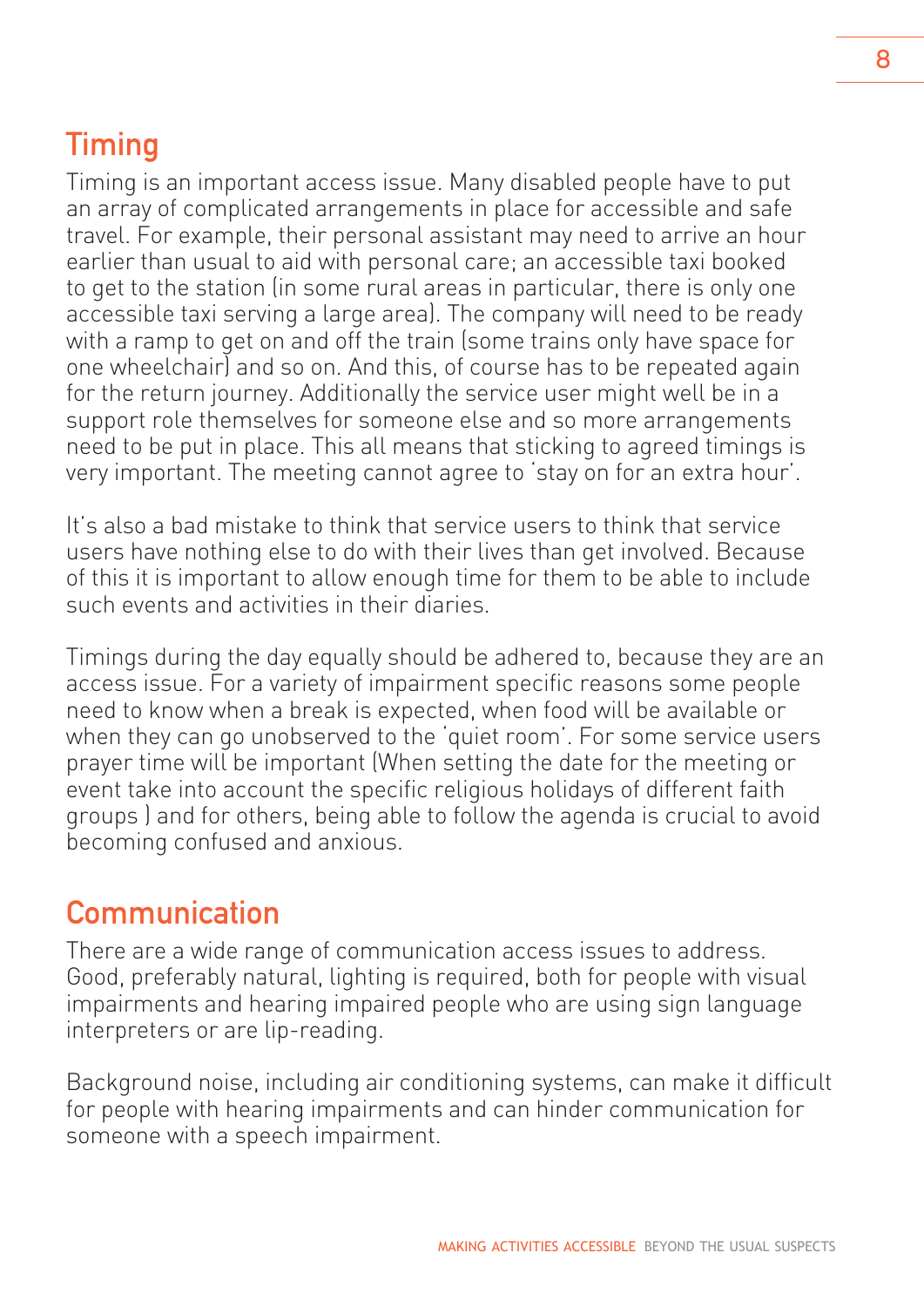## Timing

Timing is an important access issue. Many disabled people have to put an array of complicated arrangements in place for accessible and safe travel. For example, their personal assistant may need to arrive an hour earlier than usual to aid with personal care; an accessible taxi booked to get to the station (in some rural areas in particular, there is only one accessible taxi serving a large area). The company will need to be ready with a ramp to get on and off the train (some trains only have space for one wheelchair) and so on. And this, of course has to be repeated again for the return journey. Additionally the service user might well be in a support role themselves for someone else and so more arrangements need to be put in place. This all means that sticking to agreed timings is very important. The meeting cannot agree to 'stay on for an extra hour'.

It's also a bad mistake to think that service users to think that service users have nothing else to do with their lives than get involved. Because of this it is important to allow enough time for them to be able to include such events and activities in their diaries.

Timings during the day equally should be adhered to, because they are an access issue. For a variety of impairment specific reasons some people need to know when a break is expected, when food will be available or when they can go unobserved to the 'quiet room'. For some service users prayer time will be important (When setting the date for the meeting or event take into account the specific religious holidays of different faith groups ) and for others, being able to follow the agenda is crucial to avoid becoming confused and anxious.

## Communication

There are a wide range of communication access issues to address. Good, preferably natural, lighting is required, both for people with visual impairments and hearing impaired people who are using sign language interpreters or are lip-reading.

Background noise, including air conditioning systems, can make it difficult for people with hearing impairments and can hinder communication for someone with a speech impairment.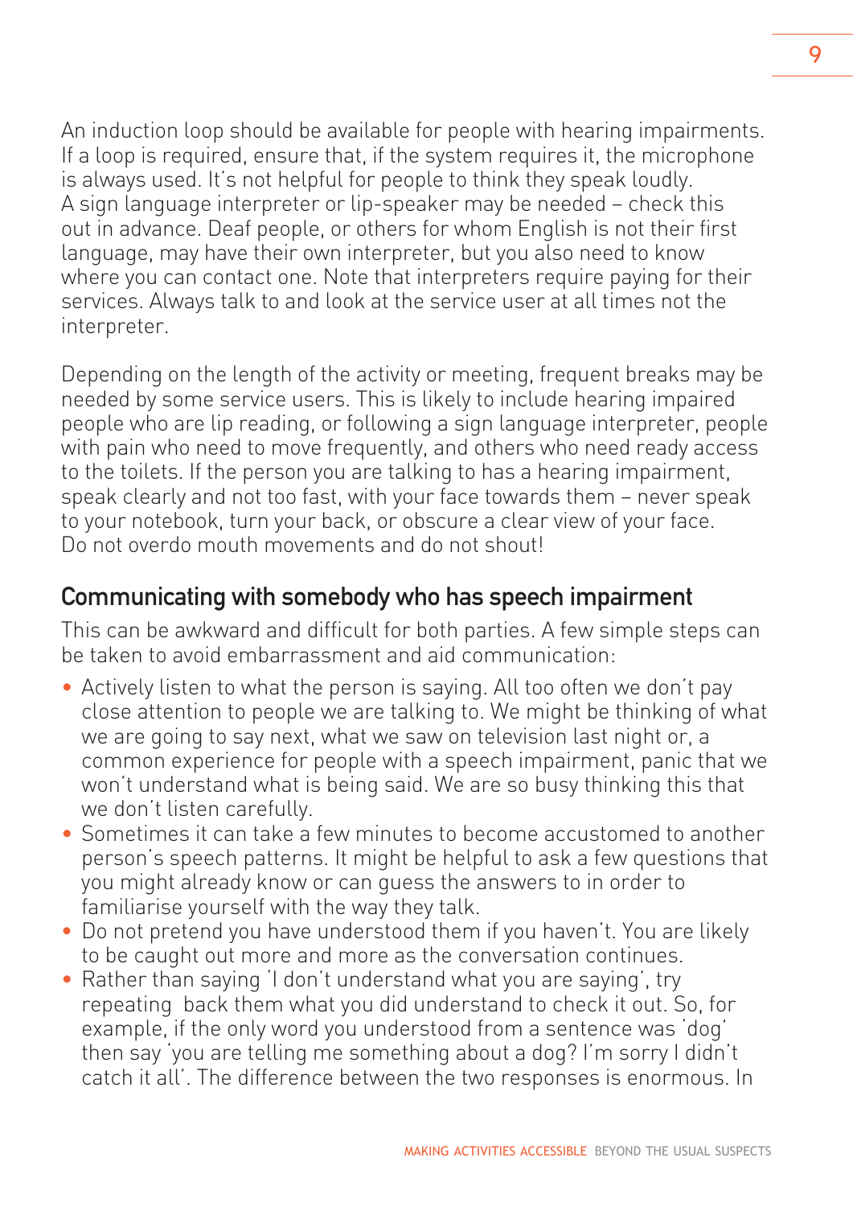An induction loop should be available for people with hearing impairments. If a loop is required, ensure that, if the system requires it, the microphone is always used. It's not helpful for people to think they speak loudly. A sign language interpreter or lip-speaker may be needed – check this out in advance. Deaf people, or others for whom English is not their first language, may have their own interpreter, but you also need to know where you can contact one. Note that interpreters require paying for their services. Always talk to and look at the service user at all times not the interpreter.

Depending on the length of the activity or meeting, frequent breaks may be needed by some service users. This is likely to include hearing impaired people who are lip reading, or following a sign language interpreter, people with pain who need to move frequently, and others who need ready access to the toilets. If the person you are talking to has a hearing impairment, speak clearly and not too fast, with your face towards them – never speak to your notebook, turn your back, or obscure a clear view of your face. Do not overdo mouth movements and do not shout!

## Communicating with somebody who has speech impairment

This can be awkward and difficult for both parties. A few simple steps can be taken to avoid embarrassment and aid communication:

- Actively listen to what the person is saying. All too often we don't pay close attention to people we are talking to. We might be thinking of what we are going to say next, what we saw on television last night or, a common experience for people with a speech impairment, panic that we won't understand what is being said. We are so busy thinking this that we don't listen carefully.
- Sometimes it can take a few minutes to become accustomed to another person's speech patterns. It might be helpful to ask a few questions that you might already know or can guess the answers to in order to familiarise yourself with the way they talk.
- Do not pretend you have understood them if you haven't. You are likely to be caught out more and more as the conversation continues.
- Rather than saying 'I don't understand what you are saying', try repeating back them what you did understand to check it out. So, for example, if the only word you understood from a sentence was 'dog' then say 'you are telling me something about a dog? I'm sorry I didn't catch it all'. The difference between the two responses is enormous. In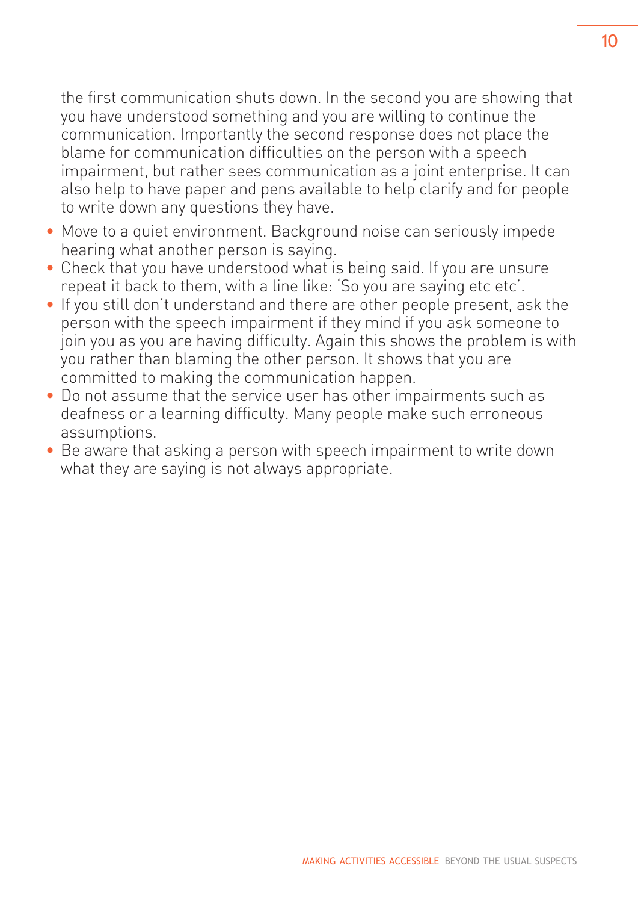the first communication shuts down. In the second you are showing that you have understood something and you are willing to continue the communication. Importantly the second response does not place the blame for communication difficulties on the person with a speech impairment, but rather sees communication as a joint enterprise. It can also help to have paper and pens available to help clarify and for people to write down any questions they have.

- Move to a quiet environment. Background noise can seriously impede hearing what another person is saying.
- Check that you have understood what is being said. If you are unsure repeat it back to them, with a line like: 'So you are saying etc etc'.
- If you still don't understand and there are other people present, ask the person with the speech impairment if they mind if you ask someone to join you as you are having difficulty. Again this shows the problem is with you rather than blaming the other person. It shows that you are committed to making the communication happen.
- Do not assume that the service user has other impairments such as deafness or a learning difficulty. Many people make such erroneous assumptions.
- Be aware that asking a person with speech impairment to write down what they are saying is not always appropriate.